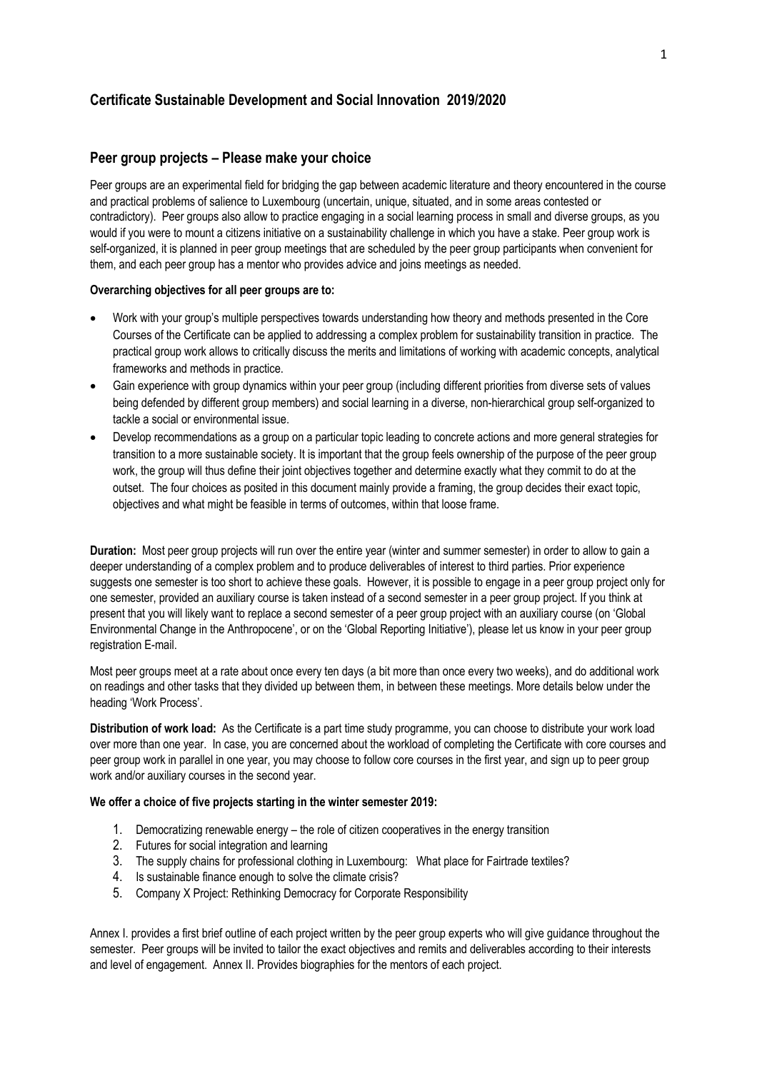## Certificate Sustainable Development and Social Innovation 2019/2020

## Peer group projects – Please make your choice

Peer groups are an experimental field for bridging the gap between academic literature and theory encountered in the course and practical problems of salience to Luxembourg (uncertain, unique, situated, and in some areas contested or contradictory). Peer groups also allow to practice engaging in a social learning process in small and diverse groups, as you would if you were to mount a citizens initiative on a sustainability challenge in which you have a stake. Peer group work is self-organized, it is planned in peer group meetings that are scheduled by the peer group participants when convenient for them, and each peer group has a mentor who provides advice and joins meetings as needed.

**Overarching objectives for all peer groups are to:**

- Work with your group's multiple perspectives towards understanding how theory and methods presented in the Core Courses of the Certificate can be applied to addressing a complex problem for sustainability transition in practice. The practical group work allows to critically discuss the merits and limitations of working with academic concepts, analytical frameworks and methods in practice.
- Gain experience with group dynamics within your peer group (including different priorities from diverse sets of values being defended by different group members) and social learning in a diverse, non-hierarchical group self-organized to tackle a social or environmental issue.
- Develop recommendations as a group on a particular topic leading to concrete actions and more general strategies for transition to a more sustainable society. It is important that the group feels ownership of the purpose of the peer group work, the group will thus define their joint objectives together and determine exactly what they commit to do at the outset. The four choices as posited in this document mainly provide a framing, the group decides their exact topic, objectives and what might be feasible in terms of outcomes, within that loose frame.

**Duration:** Most peer group projects will run over the entire year (winter and summer semester) in order to allow to gain a deeper understanding of a complex problem and to produce deliverables of interest to third parties. Prior experience suggests one semester is too short to achieve these goals. However, it is possible to engage in a peer group project only for one semester, provided an auxiliary course is taken instead of a second semester in a peer group project. If you think at present that you will likely want to replace a second semester of a peer group project with an auxiliary course (on 'Global Environmental Change in the Anthropocene', or on the 'Global Reporting Initiative'), please let us know in your peer group registration E-mail.

Most peer groups meet at a rate about once every ten days (a bit more than once every two weeks), and do additional work on readings and other tasks that they divided up between them, in between these meetings. More details below under the heading 'Work Process'.

**Distribution of work load:** As the Certificate is a part time study programme, you can choose to distribute your work load over more than one year. In case, you are concerned about the workload of completing the Certificate with core courses and peer group work in parallel in one year, you may choose to follow core courses in the first year, and sign up to peer group work and/or auxiliary courses in the second year.

**We offer a choice of five projects starting in the winter semester 2019:**

1. Democratizing renewable energy – the role of citizen cooperatives in the energy transition
2. Futures for social integration and learning
3. The supply chains for professional clothing in Luxembourg: What place for Fairtrade textiles?
4. Is sustainable finance enough to solve the climate crisis?
5. Company X Project: Rethinking Democracy for Corporate Responsibility

Annex I. provides a first brief outline of each project written by the peer group experts who will give guidance throughout the semester. Peer groups will be invited to tailor the exact objectives and remits and deliverables according to their interests and level of engagement. Annex II. Provides biographies for the mentors of each project.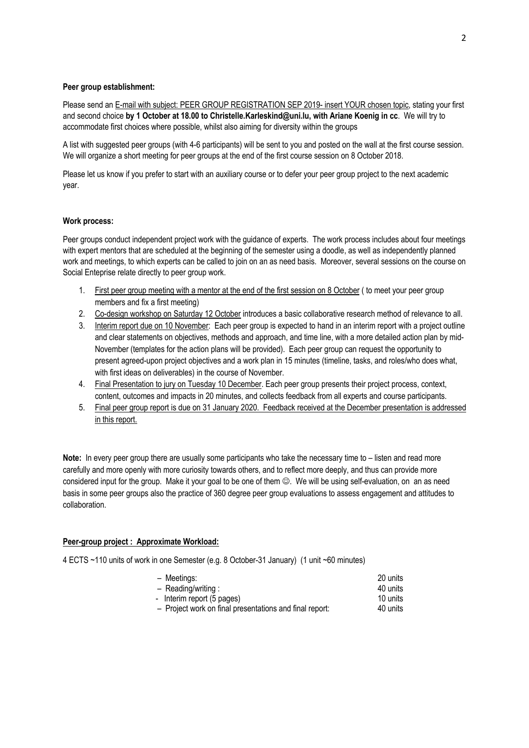**Peer group establishment:**

Please send an E-mail with subject: PEER GROUP REGISTRATION SEP 2019- insert YOUR chosen topic, stating your first and second choice **by 1 October at 18.00 to Christelle.Karleskind@uni.lu, with Ariane Koenig in cc**. We will try to accommodate first choices where possible, whilst also aiming for diversity within the groups

A list with suggested peer groups (with 4-6 participants) will be sent to you and posted on the wall at the first course session. We will organize a short meeting for peer groups at the end of the first course session on 8 October 2018.

Please let us know if you prefer to start with an auxiliary course or to defer your peer group project to the next academic year.

**Work process:**

Peer groups conduct independent project work with the guidance of experts. The work process includes about four meetings with expert mentors that are scheduled at the beginning of the semester using a doodle, as well as independently planned work and meetings, to which experts can be called to join on an as need basis. Moreover, several sessions on the course on Social Enteprise relate directly to peer group work.

1. First peer group meeting with a mentor at the end of the first session on 8 October ( to meet your peer group members and fix a first meeting)
2. Co-design workshop on Saturday 12 October introduces a basic collaborative research method of relevance to all.
3. Interim report due on 10 November: Each peer group is expected to hand in an interim report with a project outline and clear statements on objectives, methods and approach, and time line, with a more detailed action plan by mid-November (templates for the action plans will be provided). Each peer group can request the opportunity to present agreed-upon project objectives and a work plan in 15 minutes (timeline, tasks, and roles/who does what, with first ideas on deliverables) in the course of November.
4. Final Presentation to jury on Tuesday 10 December. Each peer group presents their project process, context, content, outcomes and impacts in 20 minutes, and collects feedback from all experts and course participants.
5. Final peer group report is due on 31 January 2020. Feedback received at the December presentation is addressed in this report.

**Note:** In every peer group there are usually some participants who take the necessary time to – listen and read more carefully and more openly with more curiosity towards others, and to reflect more deeply, and thus can provide more considered input for the group. Make it your goal to be one of them ☺. We will be using self-evaluation, on an as need basis in some peer groups also the practice of 360 degree peer group evaluations to assess engagement and attitudes to collaboration.

**Peer-group project : Approximate Workload:**

4 ECTS ~110 units of work in one Semester (e.g. 8 October-31 January) (1 unit ~60 minutes)

| | |
|---|---|
| – Meetings: | 20 units |
| – Reading/writing : | 40 units |
| - Interim report (5 pages) | 10 units |
| – Project work on final presentations and final report: | 40 units |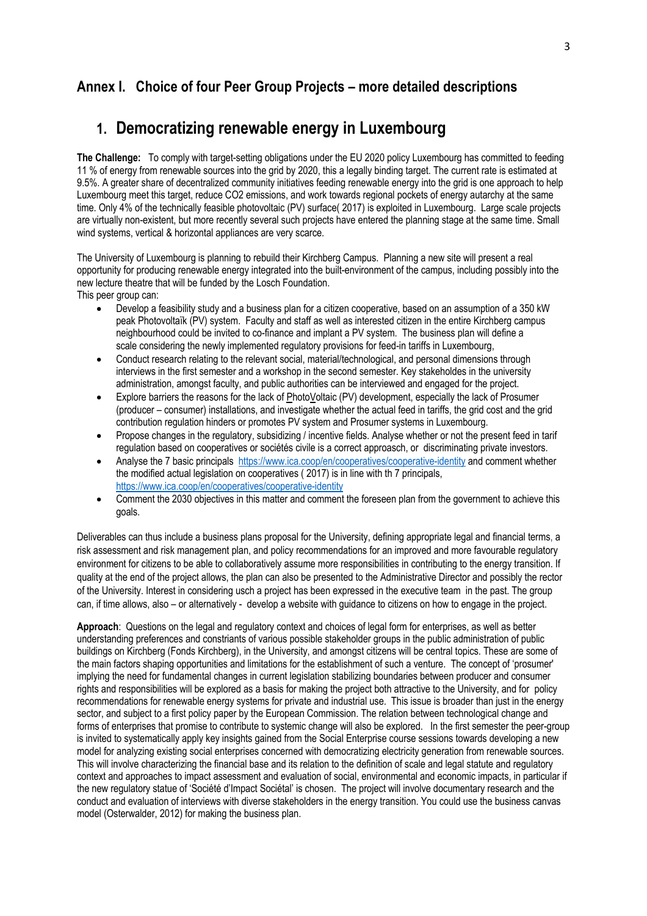## Annex I. Choice of four Peer Group Projects – more detailed descriptions

# 1. Democratizing renewable energy in Luxembourg

**The Challenge:** To comply with target-setting obligations under the EU 2020 policy Luxembourg has committed to feeding 11 % of energy from renewable sources into the grid by 2020, this a legally binding target. The current rate is estimated at 9.5%. A greater share of decentralized community initiatives feeding renewable energy into the grid is one approach to help Luxembourg meet this target, reduce CO2 emissions, and work towards regional pockets of energy autarchy at the same time. Only 4% of the technically feasible photovoltaic (PV) surface( 2017) is exploited in Luxembourg. Large scale projects are virtually non-existent, but more recently several such projects have entered the planning stage at the same time. Small wind systems, vertical & horizontal appliances are very scarce.

The University of Luxembourg is planning to rebuild their Kirchberg Campus. Planning a new site will present a real opportunity for producing renewable energy integrated into the built-environment of the campus, including possibly into the new lecture theatre that will be funded by the Losch Foundation.

This peer group can:

- Develop a feasibility study and a business plan for a citizen cooperative, based on an assumption of a 350 kW peak Photovoltaïk (PV) system. Faculty and staff as well as interested citizen in the entire Kirchberg campus neighbourhood could be invited to co-finance and implant a PV system. The business plan will define a scale considering the newly implemented regulatory provisions for feed-in tariffs in Luxembourg,
- Conduct research relating to the relevant social, material/technological, and personal dimensions through interviews in the first semester and a workshop in the second semester. Key stakeholdes in the university administration, amongst faculty, and public authorities can be interviewed and engaged for the project.
- Explore barriers the reasons for the lack of PhotoVoltaic (PV) development, especially the lack of Prosumer (producer – consumer) installations, and investigate whether the actual feed in tariffs, the grid cost and the grid contribution regulation hinders or promotes PV system and Prosumer systems in Luxembourg.
- Propose changes in the regulatory, subsidizing / incentive fields. Analyse whether or not the present feed in tarif regulation based on cooperatives or sociétés civile is a correct approasch, or discriminating private investors.
- Analyse the 7 basic principals https://www.ica.coop/en/cooperatives/cooperative-identity and comment whether the modified actual legislation on cooperatives ( 2017) is in line with th 7 principals, https://www.ica.coop/en/cooperatives/cooperative-identity
- Comment the 2030 objectives in this matter and comment the foreseen plan from the government to achieve this goals.

Deliverables can thus include a business plans proposal for the University, defining appropriate legal and financial terms, a risk assessment and risk management plan, and policy recommendations for an improved and more favourable regulatory environment for citizens to be able to collaboratively assume more responsibilities in contributing to the energy transition. If quality at the end of the project allows, the plan can also be presented to the Administrative Director and possibly the rector of the University. Interest in considering usch a project has been expressed in the executive team in the past. The group can, if time allows, also – or alternatively - develop a website with guidance to citizens on how to engage in the project.

**Approach**: Questions on the legal and regulatory context and choices of legal form for enterprises, as well as better understanding preferences and constriants of various possible stakeholder groups in the public administration of public buildings on Kirchberg (Fonds Kirchberg), in the University, and amongst citizens will be central topics. These are some of the main factors shaping opportunities and limitations for the establishment of such a venture. The concept of 'prosumer' implying the need for fundamental changes in current legislation stabilizing boundaries between producer and consumer rights and responsibilities will be explored as a basis for making the project both attractive to the University, and for policy recommendations for renewable energy systems for private and industrial use. This issue is broader than just in the energy sector, and subject to a first policy paper by the European Commission. The relation between technological change and forms of enterprises that promise to contribute to systemic change will also be explored. In the first semester the peer-group is invited to systematically apply key insights gained from the Social Enterprise course sessions towards developing a new model for analyzing existing social enterprises concerned with democratizing electricity generation from renewable sources. This will involve characterizing the financial base and its relation to the definition of scale and legal statute and regulatory context and approaches to impact assessment and evaluation of social, environmental and economic impacts, in particular if the new regulatory statue of 'Société d'Impact Sociétal' is chosen. The project will involve documentary research and the conduct and evaluation of interviews with diverse stakeholders in the energy transition. You could use the business canvas model (Osterwalder, 2012) for making the business plan.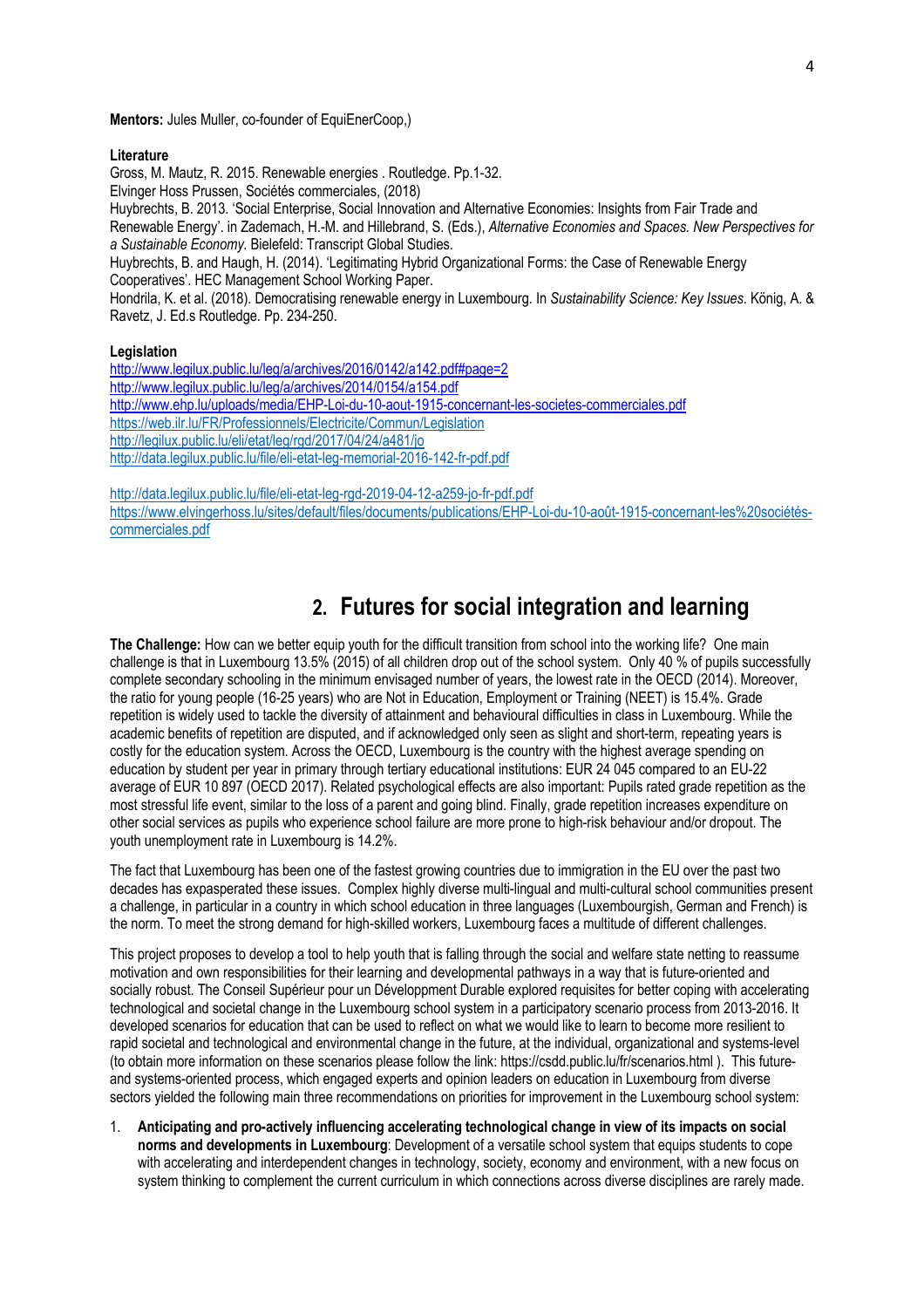**Mentors:** Jules Muller, co-founder of EquiEnerCoop,)

**Literature**

Gross, M. Mautz, R. 2015. Renewable energies . Routledge. Pp.1-32.
Elvinger Hoss Prussen, Sociétés commerciales, (2018)
Huybrechts, B. 2013. 'Social Enterprise, Social Innovation and Alternative Economies: Insights from Fair Trade and Renewable Energy'. in Zademach, H.-M. and Hillebrand, S. (Eds.), *Alternative Economies and Spaces. New Perspectives for a Sustainable Economy.* Bielefeld: Transcript Global Studies.
Huybrechts, B. and Haugh, H. (2014). 'Legitimating Hybrid Organizational Forms: the Case of Renewable Energy Cooperatives'. HEC Management School Working Paper.
Hondrila, K. et al. (2018). Democratising renewable energy in Luxembourg. In *Sustainability Science: Key Issues*. König, A. & Ravetz, J. Ed.s Routledge. Pp. 234-250.

**Legislation**

http://www.legilux.public.lu/leg/a/archives/2016/0142/a142.pdf#page=2
http://www.legilux.public.lu/leg/a/archives/2014/0154/a154.pdf
http://www.ehp.lu/uploads/media/EHP-Loi-du-10-aout-1915-concernant-les-societes-commerciales.pdf
https://web.ilr.lu/FR/Professionnels/Electricite/Commun/Legislation
http://legilux.public.lu/eli/etat/leg/rgd/2017/04/24/a481/jo
http://data.legilux.public.lu/file/eli-etat-leg-memorial-2016-142-fr-pdf.pdf

http://data.legilux.public.lu/file/eli-etat-leg-rgd-2019-04-12-a259-jo-fr-pdf.pdf
https://www.elvingerhoss.lu/sites/default/files/documents/publications/EHP-Loi-du-10-août-1915-concernant-les%20sociétés-commerciales.pdf

## 2. Futures for social integration and learning

**The Challenge:** How can we better equip youth for the difficult transition from school into the working life? One main challenge is that in Luxembourg 13.5% (2015) of all children drop out of the school system. Only 40 % of pupils successfully complete secondary schooling in the minimum envisaged number of years, the lowest rate in the OECD (2014). Moreover, the ratio for young people (16-25 years) who are Not in Education, Employment or Training (NEET) is 15.4%. Grade repetition is widely used to tackle the diversity of attainment and behavioural difficulties in class in Luxembourg. While the academic benefits of repetition are disputed, and if acknowledged only seen as slight and short-term, repeating years is costly for the education system. Across the OECD, Luxembourg is the country with the highest average spending on education by student per year in primary through tertiary educational institutions: EUR 24 045 compared to an EU-22 average of EUR 10 897 (OECD 2017). Related psychological effects are also important: Pupils rated grade repetition as the most stressful life event, similar to the loss of a parent and going blind. Finally, grade repetition increases expenditure on other social services as pupils who experience school failure are more prone to high-risk behaviour and/or dropout. The youth unemployment rate in Luxembourg is 14.2%.

The fact that Luxembourg has been one of the fastest growing countries due to immigration in the EU over the past two decades has exaspserated these issues. Complex highly diverse multi-lingual and multi-cultural school communities present a challenge, in particular in a country in which school education in three languages (Luxembourgish, German and French) is the norm. To meet the strong demand for high-skilled workers, Luxembourg faces a multitude of different challenges.

This project proposes to develop a tool to help youth that is falling through the social and welfare state netting to reassume motivation and own responsibilities for their learning and developmental pathways in a way that is future-oriented and socially robust. The Conseil Supérieur pour un Développment Durable explored requisites for better coping with accelerating technological and societal change in the Luxembourg school system in a participatory scenario process from 2013-2016. It developed scenarios for education that can be used to reflect on what we would like to learn to become more resilient to rapid societal and technological and environmental change in the future, at the individual, organizational and systems-level (to obtain more information on these scenarios please follow the link: https://csdd.public.lu/fr/scenarios.html ). This future- and systems-oriented process, which engaged experts and opinion leaders on education in Luxembourg from diverse sectors yielded the following main three recommendations on priorities for improvement in the Luxembourg school system:

1. **Anticipating and pro-actively influencing accelerating technological change in view of its impacts on social norms and developments in Luxembourg**: Development of a versatile school system that equips students to cope with accelerating and interdependent changes in technology, society, economy and environment, with a new focus on system thinking to complement the current curriculum in which connections across diverse disciplines are rarely made.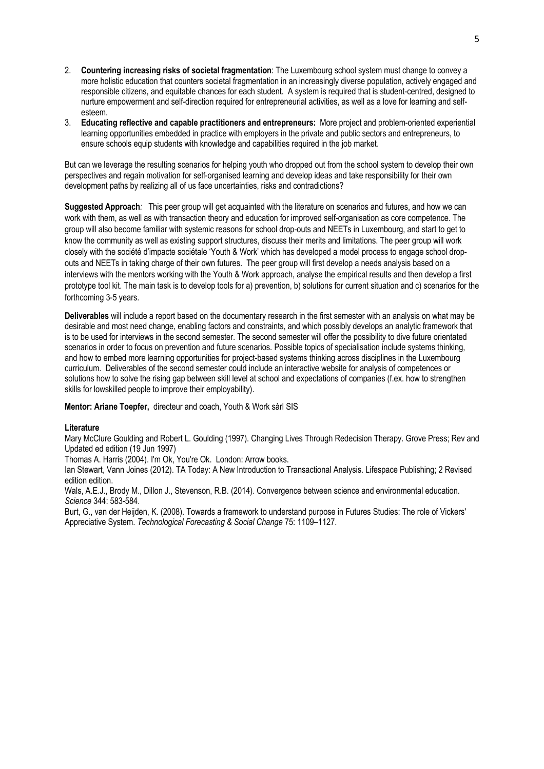2. **Countering increasing risks of societal fragmentation**: The Luxembourg school system must change to convey a more holistic education that counters societal fragmentation in an increasingly diverse population, actively engaged and responsible citizens, and equitable chances for each student. A system is required that is student-centred, designed to nurture empowerment and self-direction required for entrepreneurial activities, as well as a love for learning and self-esteem.
3. **Educating reflective and capable practitioners and entrepreneurs:** More project and problem-oriented experiential learning opportunities embedded in practice with employers in the private and public sectors and entrepreneurs, to ensure schools equip students with knowledge and capabilities required in the job market.

But can we leverage the resulting scenarios for helping youth who dropped out from the school system to develop their own perspectives and regain motivation for self-organised learning and develop ideas and take responsibility for their own development paths by realizing all of us face uncertainties, risks and contradictions?

**Suggested Approach***:* This peer group will get acquainted with the literature on scenarios and futures, and how we can work with them, as well as with transaction theory and education for improved self-organisation as core competence. The group will also become familiar with systemic reasons for school drop-outs and NEETs in Luxembourg, and start to get to know the community as well as existing support structures, discuss their merits and limitations. The peer group will work closely with the société d'impacte sociétale 'Youth & Work' which has developed a model process to engage school drop-outs and NEETs in taking charge of their own futures. The peer group will first develop a needs analysis based on a interviews with the mentors working with the Youth & Work approach, analyse the empirical results and then develop a first prototype tool kit. The main task is to develop tools for a) prevention, b) solutions for current situation and c) scenarios for the forthcoming 3-5 years.

**Deliverables** will include a report based on the documentary research in the first semester with an analysis on what may be desirable and most need change, enabling factors and constraints, and which possibly develops an analytic framework that is to be used for interviews in the second semester. The second semester will offer the possibility to dive future orientated scenarios in order to focus on prevention and future scenarios. Possible topics of specialisation include systems thinking, and how to embed more learning opportunities for project-based systems thinking across disciplines in the Luxembourg curriculum. Deliverables of the second semester could include an interactive website for analysis of competences or solutions how to solve the rising gap between skill level at school and expectations of companies (f.ex. how to strengthen skills for lowskilled people to improve their employability).

**Mentor: Ariane Toepfer,** directeur and coach, Youth & Work sàrl SIS

**Literature**

Mary McClure Goulding and Robert L. Goulding (1997). Changing Lives Through Redecision Therapy. Grove Press; Rev and Updated ed edition (19 Jun 1997)

Thomas A. Harris (2004). I'm Ok, You're Ok. London: Arrow books.

Ian Stewart, Vann Joines (2012). TA Today: A New Introduction to Transactional Analysis. Lifespace Publishing; 2 Revised edition edition.

Wals, A.E.J., Brody M., Dillon J., Stevenson, R.B. (2014). Convergence between science and environmental education. *Science* 344: 583-584.

Burt, G., van der Heijden, K. (2008). Towards a framework to understand purpose in Futures Studies: The role of Vickers' Appreciative System. *Technological Forecasting & Social Change* 75: 1109–1127.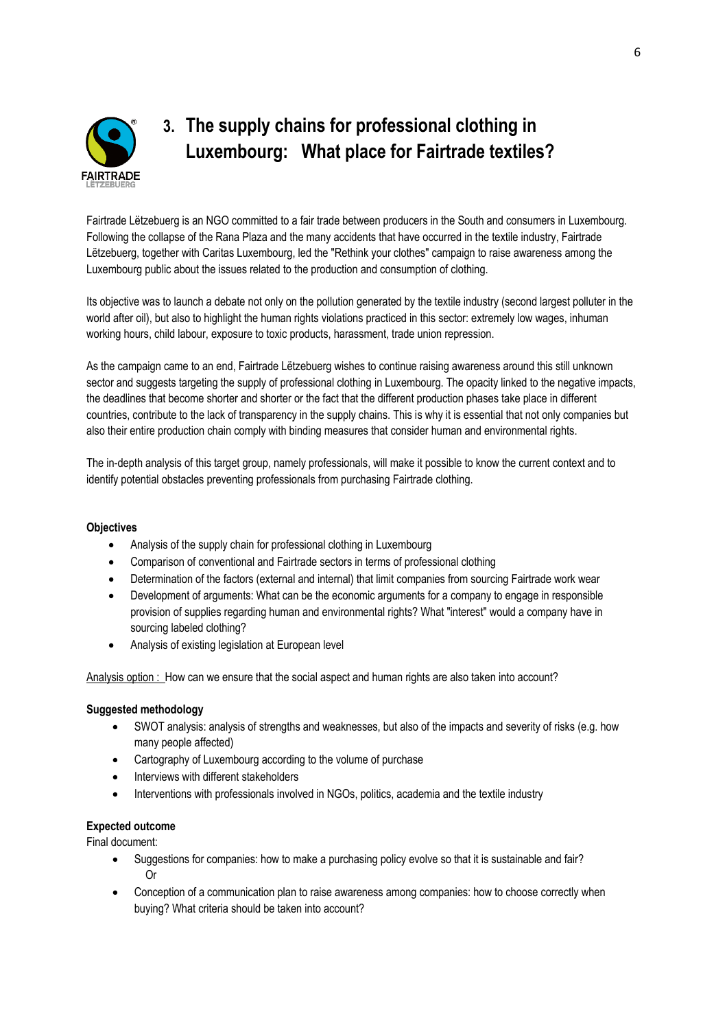## 3. The supply chains for professional clothing in Luxembourg: What place for Fairtrade textiles?

Fairtrade Lëtzebuerg is an NGO committed to a fair trade between producers in the South and consumers in Luxembourg. Following the collapse of the Rana Plaza and the many accidents that have occurred in the textile industry, Fairtrade Lëtzebuerg, together with Caritas Luxembourg, led the "Rethink your clothes" campaign to raise awareness among the Luxembourg public about the issues related to the production and consumption of clothing.

Its objective was to launch a debate not only on the pollution generated by the textile industry (second largest polluter in the world after oil), but also to highlight the human rights violations practiced in this sector: extremely low wages, inhuman working hours, child labour, exposure to toxic products, harassment, trade union repression.

As the campaign came to an end, Fairtrade Lëtzebuerg wishes to continue raising awareness around this still unknown sector and suggests targeting the supply of professional clothing in Luxembourg. The opacity linked to the negative impacts, the deadlines that become shorter and shorter or the fact that the different production phases take place in different countries, contribute to the lack of transparency in the supply chains. This is why it is essential that not only companies but also their entire production chain comply with binding measures that consider human and environmental rights.

The in-depth analysis of this target group, namely professionals, will make it possible to know the current context and to identify potential obstacles preventing professionals from purchasing Fairtrade clothing.

**Objectives**

- Analysis of the supply chain for professional clothing in Luxembourg
- Comparison of conventional and Fairtrade sectors in terms of professional clothing
- Determination of the factors (external and internal) that limit companies from sourcing Fairtrade work wear
- Development of arguments: What can be the economic arguments for a company to engage in responsible provision of supplies regarding human and environmental rights? What "interest" would a company have in sourcing labeled clothing?
- Analysis of existing legislation at European level

Analysis option : How can we ensure that the social aspect and human rights are also taken into account?

**Suggested methodology**

- SWOT analysis: analysis of strengths and weaknesses, but also of the impacts and severity of risks (e.g. how many people affected)
- Cartography of Luxembourg according to the volume of purchase
- Interviews with different stakeholders
- Interventions with professionals involved in NGOs, politics, academia and the textile industry

**Expected outcome**

Final document:

- Suggestions for companies: how to make a purchasing policy evolve so that it is sustainable and fair?
  Or
- Conception of a communication plan to raise awareness among companies: how to choose correctly when buying? What criteria should be taken into account?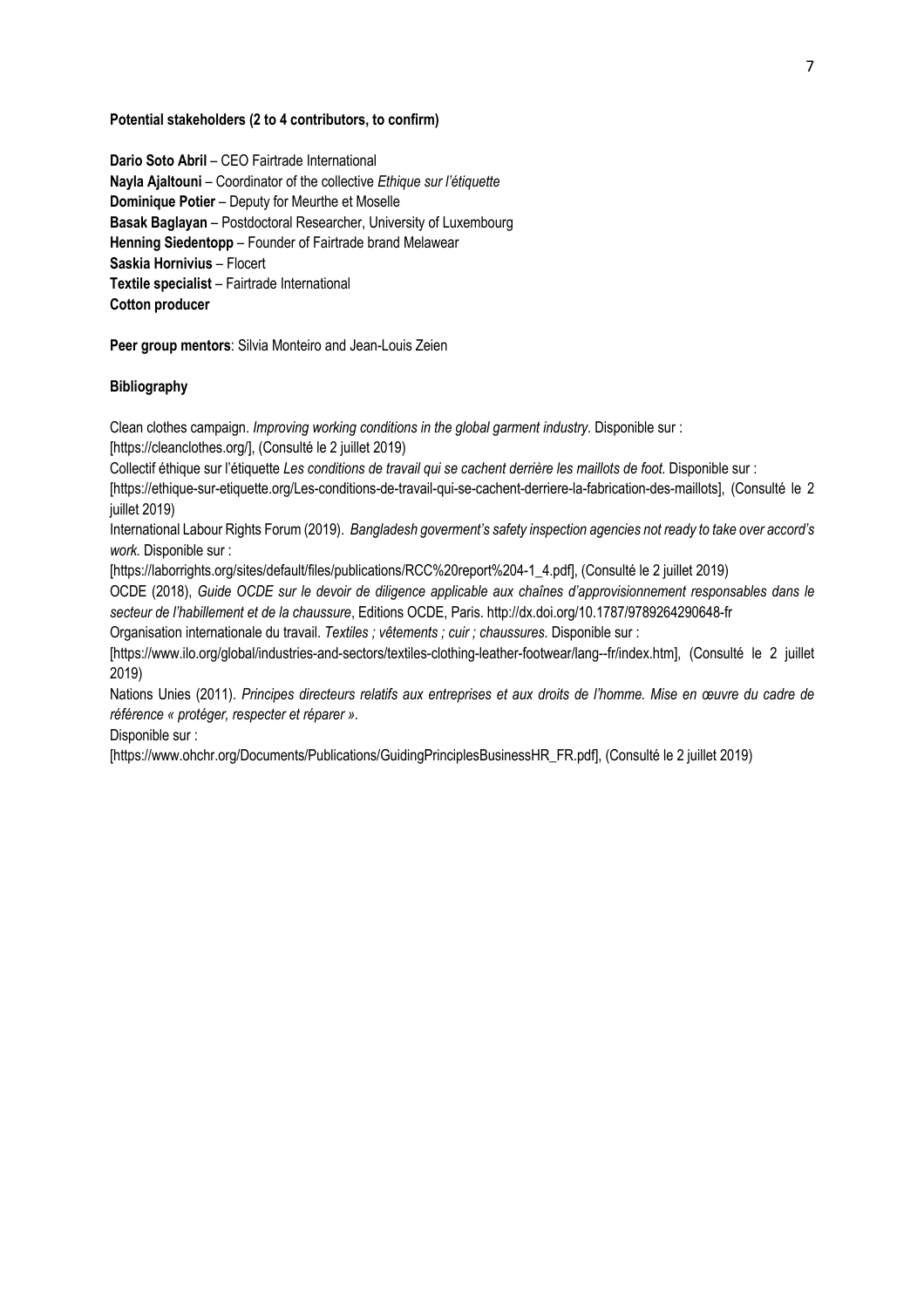**Potential stakeholders (2 to 4 contributors, to confirm)**

**Dario Soto Abril** – CEO Fairtrade International
**Nayla Ajaltouni** – Coordinator of the collective *Ethique sur l'étiquette*
**Dominique Potier** – Deputy for Meurthe et Moselle
**Basak Baglayan** – Postdoctoral Researcher, University of Luxembourg
**Henning Siedentopp** – Founder of Fairtrade brand Melawear
**Saskia Hornivius** – Flocert
**Textile specialist** – Fairtrade International
**Cotton producer**

**Peer group mentors**: Silvia Monteiro and Jean-Louis Zeien

**Bibliography**

Clean clothes campaign. *Improving working conditions in the global garment industry*. Disponible sur : [https://cleanclothes.org/], (Consulté le 2 juillet 2019)

Collectif éthique sur l'étiquette *Les conditions de travail qui se cachent derrière les maillots de foot.* Disponible sur : [https://ethique-sur-etiquette.org/Les-conditions-de-travail-qui-se-cachent-derriere-la-fabrication-des-maillots], (Consulté le 2 juillet 2019)

International Labour Rights Forum (2019). *Bangladesh goverment's safety inspection agencies not ready to take over accord's work.* Disponible sur : [https://laborrights.org/sites/default/files/publications/RCC%20report%204-1_4.pdf], (Consulté le 2 juillet 2019)

OCDE (2018), *Guide OCDE sur le devoir de diligence applicable aux chaînes d'approvisionnement responsables dans le secteur de l'habillement et de la chaussure*, Editions OCDE, Paris. http://dx.doi.org/10.1787/9789264290648-fr

Organisation internationale du travail. *Textiles ; vêtements ; cuir ; chaussures*. Disponible sur : [https://www.ilo.org/global/industries-and-sectors/textiles-clothing-leather-footwear/lang--fr/index.htm], (Consulté le 2 juillet 2019)

Nations Unies (2011). *Principes directeurs relatifs aux entreprises et aux droits de l'homme. Mise en œuvre du cadre de référence « protéger, respecter et réparer »*.
Disponible sur : [https://www.ohchr.org/Documents/Publications/GuidingPrinciplesBusinessHR_FR.pdf], (Consulté le 2 juillet 2019)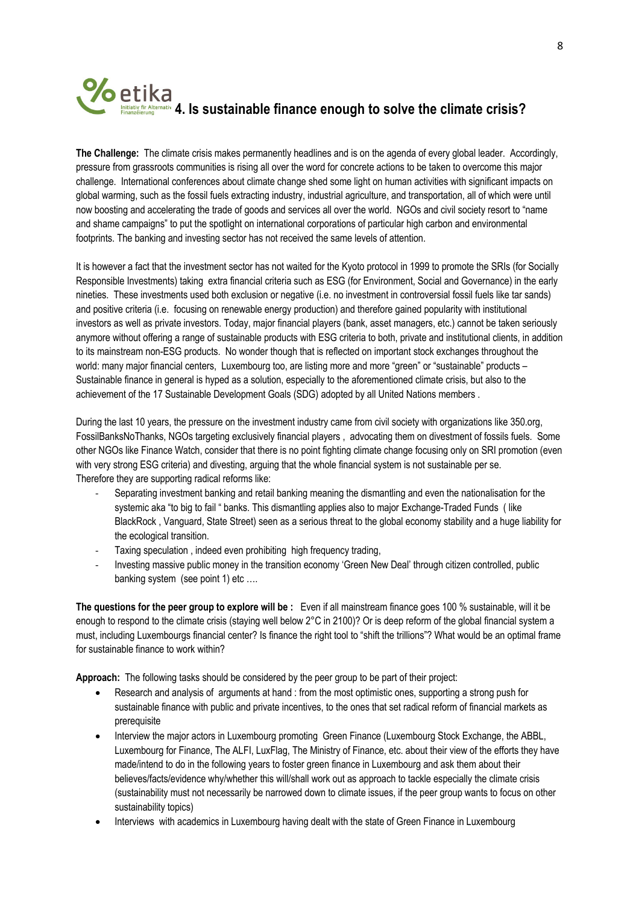## 4. Is sustainable finance enough to solve the climate crisis?

**The Challenge:** The climate crisis makes permanently headlines and is on the agenda of every global leader. Accordingly, pressure from grassroots communities is rising all over the word for concrete actions to be taken to overcome this major challenge. International conferences about climate change shed some light on human activities with significant impacts on global warming, such as the fossil fuels extracting industry, industrial agriculture, and transportation, all of which were until now boosting and accelerating the trade of goods and services all over the world. NGOs and civil society resort to "name and shame campaigns" to put the spotlight on international corporations of particular high carbon and environmental footprints. The banking and investing sector has not received the same levels of attention.

It is however a fact that the investment sector has not waited for the Kyoto protocol in 1999 to promote the SRIs (for Socially Responsible Investments) taking extra financial criteria such as ESG (for Environment, Social and Governance) in the early nineties. These investments used both exclusion or negative (i.e. no investment in controversial fossil fuels like tar sands) and positive criteria (i.e. focusing on renewable energy production) and therefore gained popularity with institutional investors as well as private investors. Today, major financial players (bank, asset managers, etc.) cannot be taken seriously anymore without offering a range of sustainable products with ESG criteria to both, private and institutional clients, in addition to its mainstream non-ESG products. No wonder though that is reflected on important stock exchanges throughout the world: many major financial centers, Luxembourg too, are listing more and more "green" or "sustainable" products – Sustainable finance in general is hyped as a solution, especially to the aforementioned climate crisis, but also to the achievement of the 17 Sustainable Development Goals (SDG) adopted by all United Nations members .

During the last 10 years, the pressure on the investment industry came from civil society with organizations like 350.org, FossilBanksNoThanks, NGOs targeting exclusively financial players , advocating them on divestment of fossils fuels. Some other NGOs like Finance Watch, consider that there is no point fighting climate change focusing only on SRI promotion (even with very strong ESG criteria) and divesting, arguing that the whole financial system is not sustainable per se.
Therefore they are supporting radical reforms like:

- Separating investment banking and retail banking meaning the dismantling and even the nationalisation for the systemic aka "to big to fail " banks. This dismantling applies also to major Exchange-Traded Funds ( like BlackRock , Vanguard, State Street) seen as a serious threat to the global economy stability and a huge liability for the ecological transition.
- Taxing speculation , indeed even prohibiting high frequency trading,
- Investing massive public money in the transition economy 'Green New Deal' through citizen controlled, public banking system (see point 1) etc ….

**The questions for the peer group to explore will be :** Even if all mainstream finance goes 100 % sustainable, will it be enough to respond to the climate crisis (staying well below 2°C in 2100)? Or is deep reform of the global financial system a must, including Luxembourgs financial center? Is finance the right tool to "shift the trillions"? What would be an optimal frame for sustainable finance to work within?

**Approach:** The following tasks should be considered by the peer group to be part of their project:

- Research and analysis of arguments at hand : from the most optimistic ones, supporting a strong push for sustainable finance with public and private incentives, to the ones that set radical reform of financial markets as prerequisite
- Interview the major actors in Luxembourg promoting Green Finance (Luxembourg Stock Exchange, the ABBL, Luxembourg for Finance, The ALFI, LuxFlag, The Ministry of Finance, etc. about their view of the efforts they have made/intend to do in the following years to foster green finance in Luxembourg and ask them about their believes/facts/evidence why/whether this will/shall work out as approach to tackle especially the climate crisis (sustainability must not necessarily be narrowed down to climate issues, if the peer group wants to focus on other sustainability topics)
- Interviews with academics in Luxembourg having dealt with the state of Green Finance in Luxembourg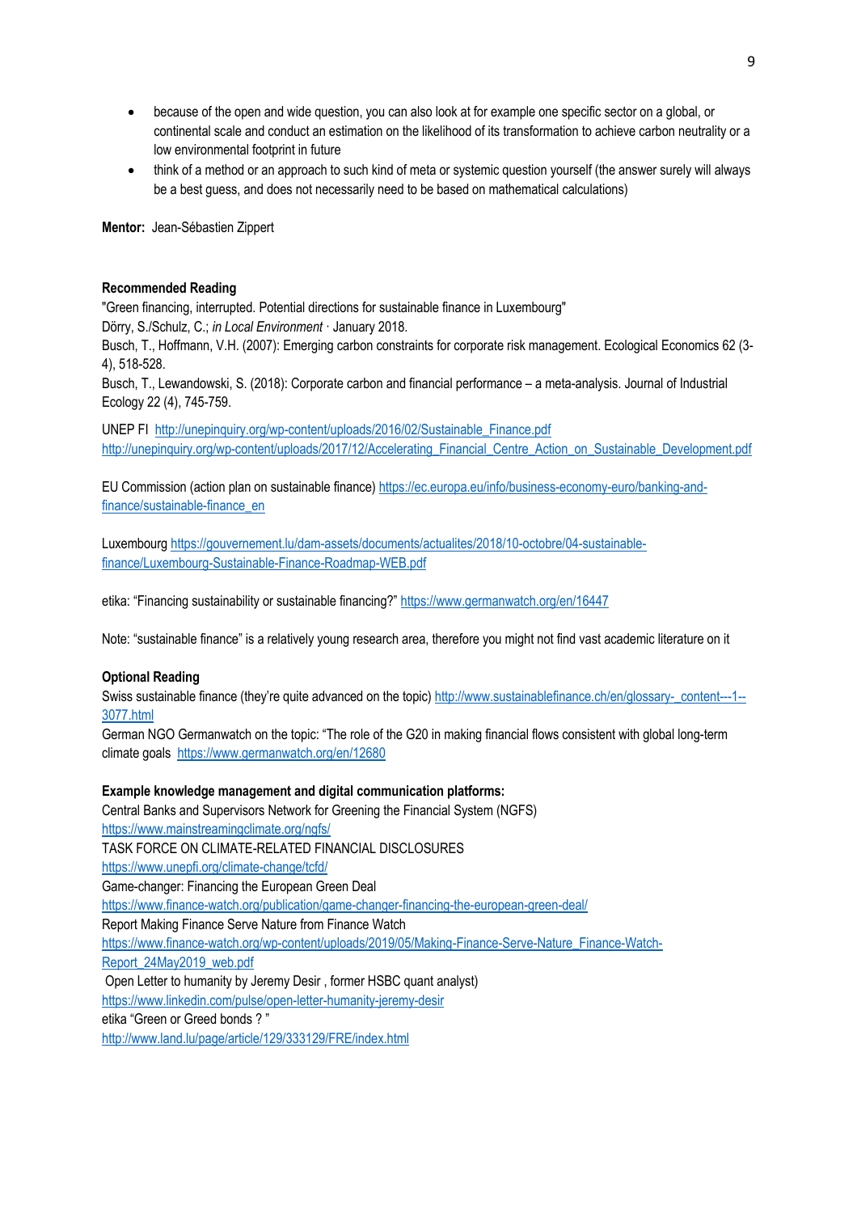- because of the open and wide question, you can also look at for example one specific sector on a global, or continental scale and conduct an estimation on the likelihood of its transformation to achieve carbon neutrality or a low environmental footprint in future
- think of a method or an approach to such kind of meta or systemic question yourself (the answer surely will always be a best guess, and does not necessarily need to be based on mathematical calculations)

**Mentor:** Jean-Sébastien Zippert

**Recommended Reading**

"Green financing, interrupted. Potential directions for sustainable finance in Luxembourg"
Dörry, S./Schulz, C.; *in Local Environment* · January 2018.
Busch, T., Hoffmann, V.H. (2007): Emerging carbon constraints for corporate risk management. Ecological Economics 62 (3-4), 518-528.
Busch, T., Lewandowski, S. (2018): Corporate carbon and financial performance – a meta-analysis. Journal of Industrial Ecology 22 (4), 745-759.

UNEP FI http://unepinquiry.org/wp-content/uploads/2016/02/Sustainable_Finance.pdf
http://unepinquiry.org/wp-content/uploads/2017/12/Accelerating_Financial_Centre_Action_on_Sustainable_Development.pdf

EU Commission (action plan on sustainable finance) https://ec.europa.eu/info/business-economy-euro/banking-and-finance/sustainable-finance_en

Luxembourg https://gouvernement.lu/dam-assets/documents/actualites/2018/10-octobre/04-sustainable-finance/Luxembourg-Sustainable-Finance-Roadmap-WEB.pdf

etika: "Financing sustainability or sustainable financing?" https://www.germanwatch.org/en/16447

Note: "sustainable finance" is a relatively young research area, therefore you might not find vast academic literature on it

**Optional Reading**

Swiss sustainable finance (they're quite advanced on the topic) http://www.sustainablefinance.ch/en/glossary-_content---1--3077.html
German NGO Germanwatch on the topic: "The role of the G20 in making financial flows consistent with global long-term climate goals https://www.germanwatch.org/en/12680

**Example knowledge management and digital communication platforms:**

Central Banks and Supervisors Network for Greening the Financial System (NGFS)
https://www.mainstreamingclimate.org/ngfs/
TASK FORCE ON CLIMATE-RELATED FINANCIAL DISCLOSURES
https://www.unepfi.org/climate-change/tcfd/
Game-changer: Financing the European Green Deal
https://www.finance-watch.org/publication/game-changer-financing-the-european-green-deal/
Report Making Finance Serve Nature from Finance Watch
https://www.finance-watch.org/wp-content/uploads/2019/05/Making-Finance-Serve-Nature_Finance-Watch-Report_24May2019_web.pdf
Open Letter to humanity by Jeremy Desir , former HSBC quant analyst)
https://www.linkedin.com/pulse/open-letter-humanity-jeremy-desir
etika "Green or Greed bonds ? "
http://www.land.lu/page/article/129/333129/FRE/index.html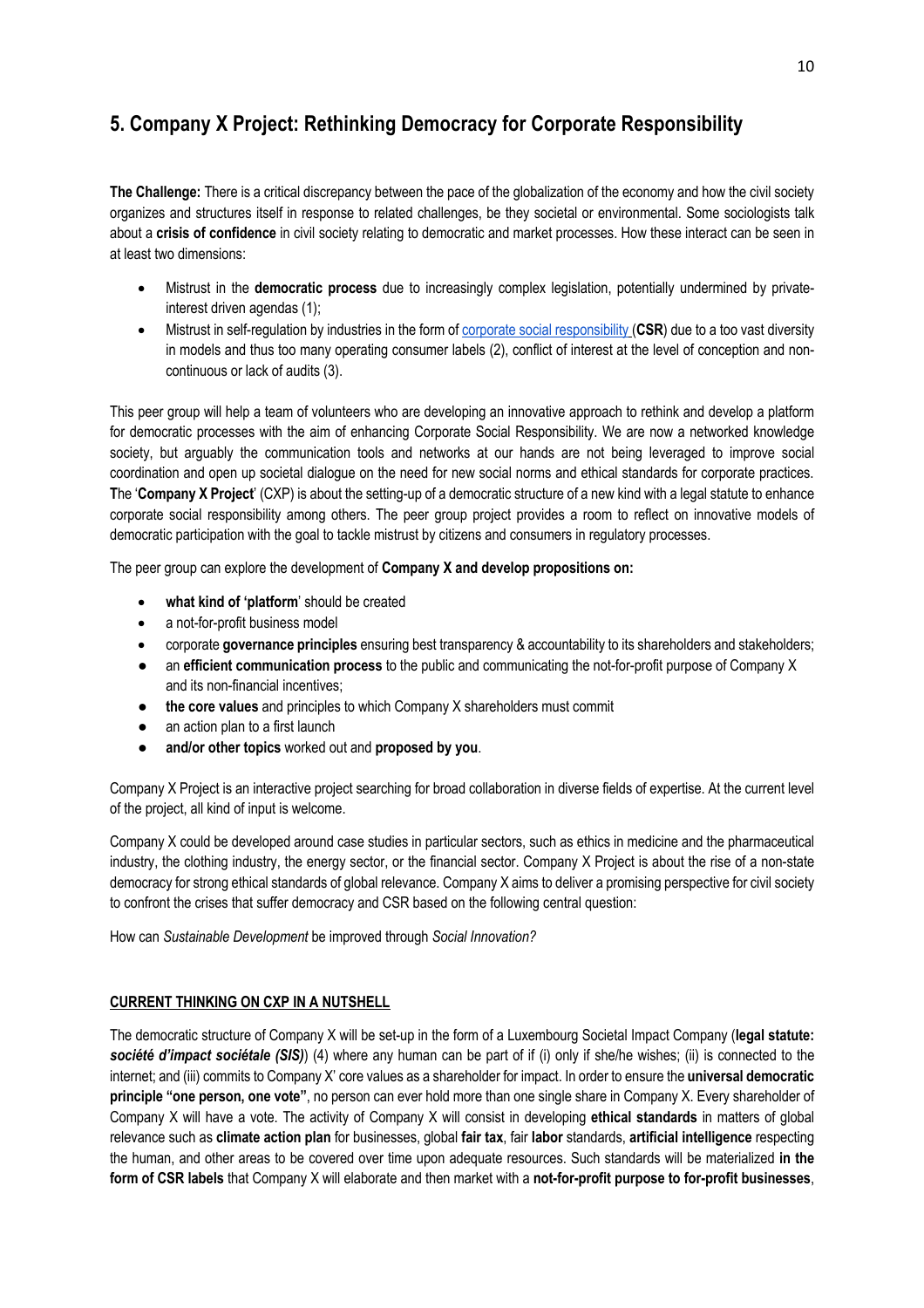## 5. Company X Project: Rethinking Democracy for Corporate Responsibility

**The Challenge:** There is a critical discrepancy between the pace of the globalization of the economy and how the civil society organizes and structures itself in response to related challenges, be they societal or environmental. Some sociologists talk about a **crisis of confidence** in civil society relating to democratic and market processes. How these interact can be seen in at least two dimensions:

- Mistrust in the **democratic process** due to increasingly complex legislation, potentially undermined by private-interest driven agendas (1);
- Mistrust in self-regulation by industries in the form of corporate social responsibility (**CSR**) due to a too vast diversity in models and thus too many operating consumer labels (2), conflict of interest at the level of conception and non-continuous or lack of audits (3).

This peer group will help a team of volunteers who are developing an innovative approach to rethink and develop a platform for democratic processes with the aim of enhancing Corporate Social Responsibility. We are now a networked knowledge society, but arguably the communication tools and networks at our hands are not being leveraged to improve social coordination and open up societal dialogue on the need for new social norms and ethical standards for corporate practices. **T**he '**Company X Project**' (CXP) is about the setting-up of a democratic structure of a new kind with a legal statute to enhance corporate social responsibility among others. The peer group project provides a room to reflect on innovative models of democratic participation with the goal to tackle mistrust by citizens and consumers in regulatory processes.

The peer group can explore the development of **Company X and develop propositions on:**

- **what kind of 'platform**' should be created
- a not-for-profit business model
- corporate **governance principles** ensuring best transparency & accountability to its shareholders and stakeholders;
- an **efficient communication process** to the public and communicating the not-for-profit purpose of Company X and its non-financial incentives;
- **the core values** and principles to which Company X shareholders must commit
- an action plan to a first launch
- **and/or other topics** worked out and **proposed by you**.

Company X Project is an interactive project searching for broad collaboration in diverse fields of expertise. At the current level of the project, all kind of input is welcome.

Company X could be developed around case studies in particular sectors, such as ethics in medicine and the pharmaceutical industry, the clothing industry, the energy sector, or the financial sector. Company X Project is about the rise of a non-state democracy for strong ethical standards of global relevance. Company X aims to deliver a promising perspective for civil society to confront the crises that suffer democracy and CSR based on the following central question:

How can *Sustainable Development* be improved through *Social Innovation?*

**CURRENT THINKING ON CXP IN A NUTSHELL**

The democratic structure of Company X will be set-up in the form of a Luxembourg Societal Impact Company (**legal statute:** ***société d'impact sociétale (SIS)***) (4) where any human can be part of if (i) only if she/he wishes; (ii) is connected to the internet; and (iii) commits to Company X' core values as a shareholder for impact. In order to ensure the **universal democratic principle "one person, one vote"**, no person can ever hold more than one single share in Company X. Every shareholder of Company X will have a vote. The activity of Company X will consist in developing **ethical standards** in matters of global relevance such as **climate action plan** for businesses, global **fair tax**, fair **labor** standards, **artificial intelligence** respecting the human, and other areas to be covered over time upon adequate resources. Such standards will be materialized **in the form of CSR labels** that Company X will elaborate and then market with a **not-for-profit purpose to for-profit businesses**,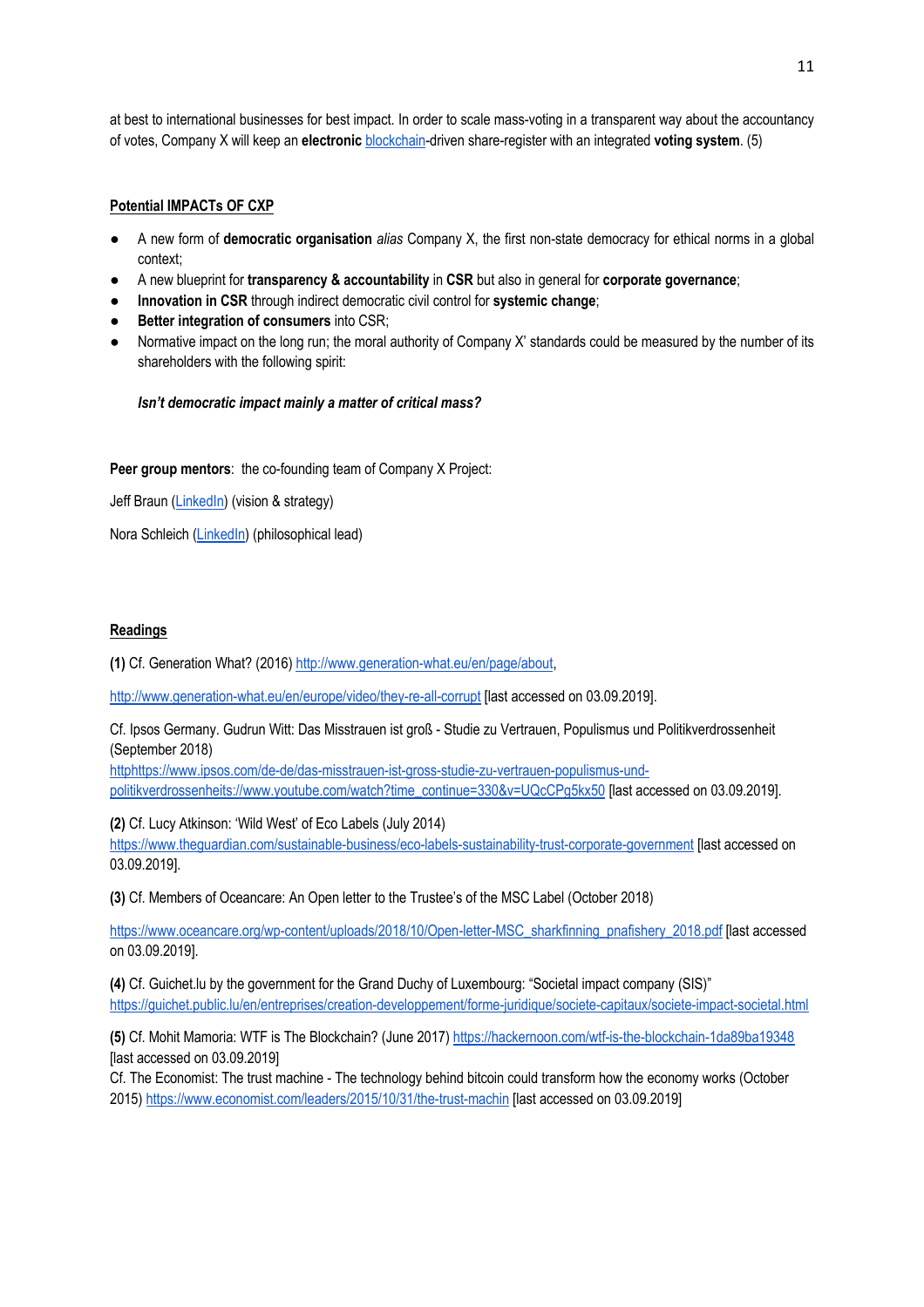at best to international businesses for best impact. In order to scale mass-voting in a transparent way about the accountancy of votes, Company X will keep an **electronic** blockchain-driven share-register with an integrated **voting system**. (5)

**Potential IMPACTs OF CXP**

- A new form of **democratic organisation** *alias* Company X, the first non-state democracy for ethical norms in a global context;
- A new blueprint for **transparency & accountability** in **CSR** but also in general for **corporate governance**;
- **Innovation in CSR** through indirect democratic civil control for **systemic change**;
- **Better integration of consumers** into CSR;
- Normative impact on the long run; the moral authority of Company X' standards could be measured by the number of its shareholders with the following spirit:

***Isn't democratic impact mainly a matter of critical mass?***

**Peer group mentors**: the co-founding team of Company X Project:

Jeff Braun (LinkedIn) (vision & strategy)

Nora Schleich (LinkedIn) (philosophical lead)

**Readings**

**(1)** Cf. Generation What? (2016) http://www.generation-what.eu/en/page/about,

http://www.generation-what.eu/en/europe/video/they-re-all-corrupt [last accessed on 03.09.2019].

Cf. Ipsos Germany. Gudrun Witt: Das Misstrauen ist groß - Studie zu Vertrauen, Populismus und Politikverdrossenheit (September 2018)
httphttps://www.ipsos.com/de-de/das-misstrauen-ist-gross-studie-zu-vertrauen-populismus-und-politikverdrossenheits://www.youtube.com/watch?time_continue=330&v=UQcCPg5kx50 [last accessed on 03.09.2019].

**(2)** Cf. Lucy Atkinson: 'Wild West' of Eco Labels (July 2014)
https://www.theguardian.com/sustainable-business/eco-labels-sustainability-trust-corporate-government [last accessed on 03.09.2019].

**(3)** Cf. Members of Oceancare: An Open letter to the Trustee's of the MSC Label (October 2018)

https://www.oceancare.org/wp-content/uploads/2018/10/Open-letter-MSC_sharkfinning_pnafishery_2018.pdf [last accessed on 03.09.2019].

**(4)** Cf. Guichet.lu by the government for the Grand Duchy of Luxembourg: "Societal impact company (SIS)"
https://guichet.public.lu/en/entreprises/creation-developpement/forme-juridique/societe-capitaux/societe-impact-societal.html

**(5)** Cf. Mohit Mamoria: WTF is The Blockchain? (June 2017) https://hackernoon.com/wtf-is-the-blockchain-1da89ba19348 [last accessed on 03.09.2019]
Cf. The Economist: The trust machine - The technology behind bitcoin could transform how the economy works (October 2015) https://www.economist.com/leaders/2015/10/31/the-trust-machin [last accessed on 03.09.2019]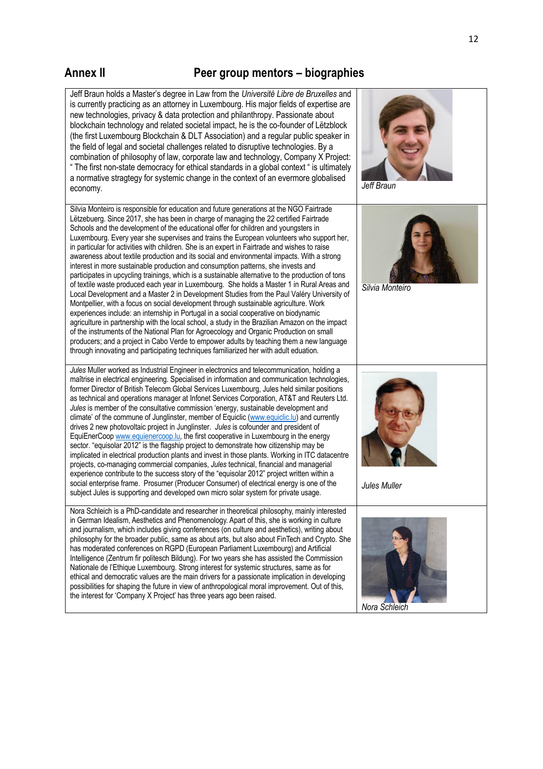## Annex II Peer group mentors – biographies

Jeff Braun holds a Master's degree in Law from the *Université Libre de Bruxelles* and is currently practicing as an attorney in Luxembourg. His major fields of expertise are new technologies, privacy & data protection and philanthropy. Passionate about blockchain technology and related societal impact, he is the co-founder of Lëtzblock (the first Luxembourg Blockchain & DLT Association) and a regular public speaker in the field of legal and societal challenges related to disruptive technologies. By a combination of philosophy of law, corporate law and technology, Company X Project: " The first non-state democracy for ethical standards in a global context " is ultimately a normative stragtegy for systemic change in the context of an evermore globalised economy.

*Jeff Braun*

Silvia Monteiro is responsible for education and future generations at the NGO Fairtrade Lëtzebuerg. Since 2017, she has been in charge of managing the 22 certified Fairtrade Schools and the development of the educational offer for children and youngsters in Luxembourg. Every year she supervises and trains the European volunteers who support her, in particular for activities with children. She is an expert in Fairtrade and wishes to raise awareness about textile production and its social and environmental impacts. With a strong interest in more sustainable production and consumption patterns, she invests and participates in upcycling trainings, which is a sustainable alternative to the production of tons of textile waste produced each year in Luxembourg. She holds a Master 1 in Rural Areas and Local Development and a Master 2 in Development Studies from the Paul Valéry University of Montpellier, with a focus on social development through sustainable agriculture. Work experiences include: an internship in Portugal in a social cooperative on biodynamic agriculture in partnership with the local school, a study in the Brazilian Amazon on the impact of the instruments of the National Plan for Agroecology and Organic Production on small producers; and a project in Cabo Verde to empower adults by teaching them a new language through innovating and participating techniques familiarized her with adult eduation.

*Silvia Monteiro*

*Jules* Muller worked as Industrial Engineer in electronics and telecommunication, holding a maîtrise in electrical engineering. Specialised in information and communication technologies, former Director of British Telecom Global Services Luxembourg, Jules held similar positions as technical and operations manager at Infonet Services Corporation, AT&T and Reuters Ltd. *Jules* is member of the consultative commission 'energy, sustainable development and climate' of the commune of Junglinster, member of Equiclic (www.equiclic.lu) and currently drives 2 new photovoltaic project in Junglinster. *Jules* is cofounder and president of EquiEnerCoop www.equienercoop.lu, the first cooperative in Luxembourg in the energy sector. "equisolar 2012" is the flagship project to demonstrate how citizenship may be implicated in electrical production plants and invest in those plants. Working in ITC datacentre projects, co-managing commercial companies, *Jules* technical, financial and managerial experience contribute to the success story of the "equisolar 2012" project written within a social enterprise frame. Prosumer (Producer Consumer) of electrical energy is one of the subject Jules is supporting and developed own micro solar system for private usage.

*Jules Muller*

Nora Schleich is a PhD-candidate and researcher in theoretical philosophy, mainly interested in German Idealism, Aesthetics and Phenomenology. Apart of this, she is working in culture and journalism, which includes giving conferences (on culture and aesthetics), writing about philosophy for the broader public, same as about arts, but also about FinTech and Crypto. She has moderated conferences on RGPD (European Parliament Luxembourg) and Artificial Intelligence (Zentrum fir politesch Bildung). For two years she has assisted the Commission Nationale de l'Ethique Luxembourg. Strong interest for systemic structures, same as for ethical and democratic values are the main drivers for a passionate implication in developing possibilities for shaping the future in view of anthropological moral improvement. Out of this, the interest for 'Company X Project' has three years ago been raised.

*Nora Schleich*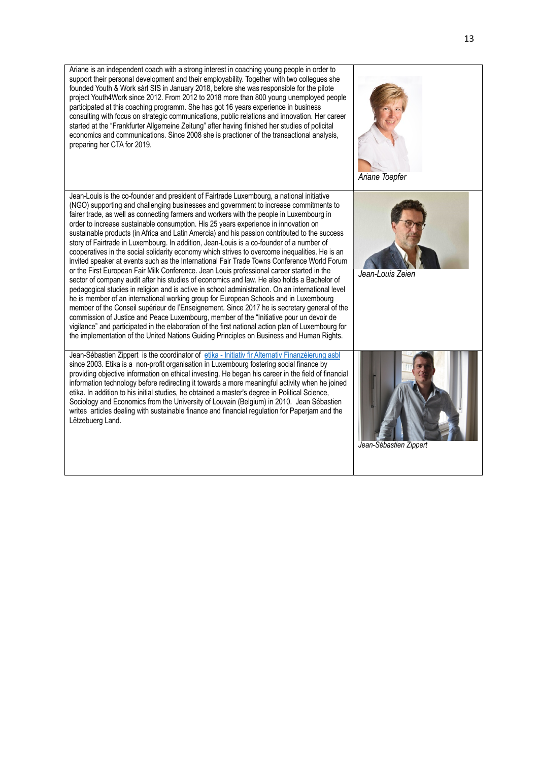| | |
|---|---|
| Ariane is an independent coach with a strong interest in coaching young people in order to support their personal development and their employability. Together with two collegues she founded Youth & Work sàrl SIS in January 2018, before she was responsible for the pilote project Youth4Work since 2012. From 2012 to 2018 more than 800 young unemployed people participated at this coaching programm. She has got 16 years experience in business consulting with focus on strategic communications, public relations and innovation. Her career started at the "Frankfurter Allgemeine Zeitung" after having finished her studies of policital economics and communications. Since 2008 she is practioner of the transactional analysis, preparing her CTA for 2019. | *Ariane Toepfer* |
| Jean-Louis is the co-founder and president of Fairtrade Luxembourg, a national initiative (NGO) supporting and challenging businesses and government to increase commitments to fairer trade, as well as connecting farmers and workers with the people in Luxembourg in order to increase sustainable consumption. His 25 years experience in innovation on sustainable products (in Africa and Latin Amercia) and his passion contributed to the success story of Fairtrade in Luxembourg. In addition, Jean-Louis is a co-founder of a number of cooperatives in the social solidarity economy which strives to overcome inequalities. He is an invited speaker at events such as the International Fair Trade Towns Conference World Forum or the First European Fair Milk Conference. Jean Louis professional career started in the sector of company audit after his studies of economics and law. He also holds a Bachelor of pedagogical studies in religion and is active in school administration. On an international level he is member of an international working group for European Schools and in Luxembourg member of the Conseil supérieur de l'Enseignement. Since 2017 he is secretary general of the commission of Justice and Peace Luxembourg, member of the "Initiative pour un devoir de vigilance" and participated in the elaboration of the first national action plan of Luxembourg for the implementation of the United Nations Guiding Principles on Business and Human Rights. | *Jean-Louis Zeien* |
| Jean-Sébastien Zippert is the coordinator of [etika - Initiativ fir Alternativ Finanzéierung asbl] since 2003. Etika is a non-profit organisation in Luxembourg fostering social finance by providing objective information on ethical investing. He began his career in the field of financial information technology before redirecting it towards a more meaningful activity when he joined etika. In addition to his initial studies, he obtained a master's degree in Political Science, Sociology and Economics from the University of Louvain (Belgium) in 2010. Jean Sébastien writes articles dealing with sustainable finance and financial regulation for Paperjam and the Lëtzebuerg Land. | *Jean-Sébastien Zippert* |